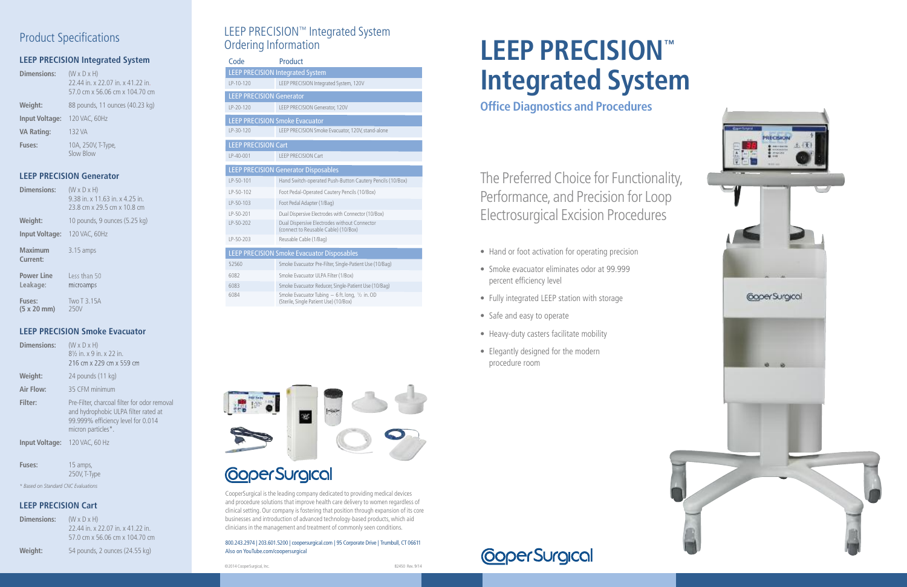## Product Specifications

### LEEP PRECISION Integrated System

| | |
|---|---|
| **Dimensions:** | (W x D x H) 22.44 in. x 22.07 in. x 41.22 in. 57.0 cm x 56.06 cm x 104.70 cm |
| **Weight:** | 88 pounds, 11 ounces (40.23 kg) |
| **Input Voltage:** | 120 VAC, 60Hz |
| **VA Rating:** | 132 VA |
| **Fuses:** | 10A, 250V, T-Type, Slow Blow |

### LEEP PRECISION Generator

| | |
|---|---|
| **Dimensions:** | (W x D x H) 9.38 in. x 11.63 in. x 4.25 in. 23.8 cm x 29.5 cm x 10.8 cm |
| **Weight:** | 10 pounds, 9 ounces (5.25 kg) |
| **Input Voltage:** | 120 VAC, 60Hz |
| **Maximum Current:** | 3.15 amps |
| **Power Line Leakage:** | Less than 50 microamps |
| **Fuses: (5 x 20 mm)** | Two T 3.15A 250V |

### LEEP PRECISION Smoke Evacuator

| | |
|---|---|
| **Dimensions:** | (W x D x H) 8½ in. x 9 in. x 22 in. 216 cm x 229 cm x 559 cm |
| **Weight:** | 24 pounds (11 kg) |
| **Air Flow:** | 35 CFM minimum |
| **Filter:** | Pre-Filter, charcoal filter for odor removal and hydrophobic ULPA filter rated at 99.999% efficiency level for 0.014 micron particles*. |
| **Input Voltage:** | 120 VAC, 60 Hz |
| **Fuses:** | 15 amps, 250V, T-Type |

*\* Based on Standard CNC Evaluations*

### LEEP PRECISION Cart

| | |
|---|---|
| **Dimensions:** | (W x D x H) 22.44 in. x 22.07 in. x 41.22 in. 57.0 cm x 56.06 cm x 104.70 cm |
| **Weight:** | 54 pounds, 2 ounces (24.55 kg) |

## LEEP PRECISION™ Integrated System Ordering Information

| Code | Product |
|---|---|
| **LEEP PRECISION Integrated System** | |
| LP-10-120 | LEEP PRECISION Integrated System, 120V |
| **LEEP PRECISION Generator** | |
| LP-20-120 | LEEP PRECISION Generator, 120V |
| **LEEP PRECISION Smoke Evacuator** | |
| LP-30-120 | LEEP PRECISION Smoke Evacuator, 120V, stand-alone |
| **LEEP PRECISION Cart** | |
| LP-40-001 | LEEP PRECISION Cart |
| **LEEP PRECISION Generator Disposables** | |
| LP-50-101 | Hand Switch-operated Push-Button Cautery Pencils (10/Box) |
| LP-50-102 | Foot Pedal-Operated Cautery Pencils (10/Box) |
| LP-50-103 | Foot Pedal Adapter (1/Bag) |
| LP-50-201 | Dual Dispersive Electrodes with Connector (10/Box) |
| LP-50-202 | Dual Dispersive Electrodes without Connector (connect to Reusable Cable) (10/Box) |
| LP-50-203 | Reusable Cable (1/Bag) |
| **LEEP PRECISION Smoke Evacuator Disposables** | |
| 52560 | Smoke Evacuator Pre-Filter, Single-Patient Use (10/Bag) |
| 6082 | Smoke Evacuator ULPA Filter (1/Box) |
| 6083 | Smoke Evacuator Reducer, Single-Patient Use (10/Bag) |
| 6084 | Smoke Evacuator Tubing – 6 ft. long, ½ in. OD (Sterile, Single Patient Use) (10/Box) |

CooperSurgical

CooperSurgical is the leading company dedicated to providing medical devices and procedure solutions that improve health care delivery to women regardless of clinical setting. Our company is fostering that position through expansion of its core businesses and introduction of advanced technology-based products, which aid clinicians in the management and treatment of commonly seen conditions.

800.243.2974 | 203.601.5200 | coopersurgical.com | 95 Corporate Drive | Trumbull, CT 06611
Also on YouTube.com/coopersurgical

©2014 CooperSurgical, Inc. 82450 Rev. 9/14

# LEEP PRECISION™ Integrated System

**Office Diagnostics and Procedures**

The Preferred Choice for Functionality, Performance, and Precision for Loop Electrosurgical Excision Procedures

- Hand or foot activation for operating precision
- Smoke evacuator eliminates odor at 99.999 percent efficiency level
- Fully integrated LEEP station with storage
- Safe and easy to operate
- Heavy-duty casters facilitate mobility
- Elegantly designed for the modern procedure room

CooperSurgical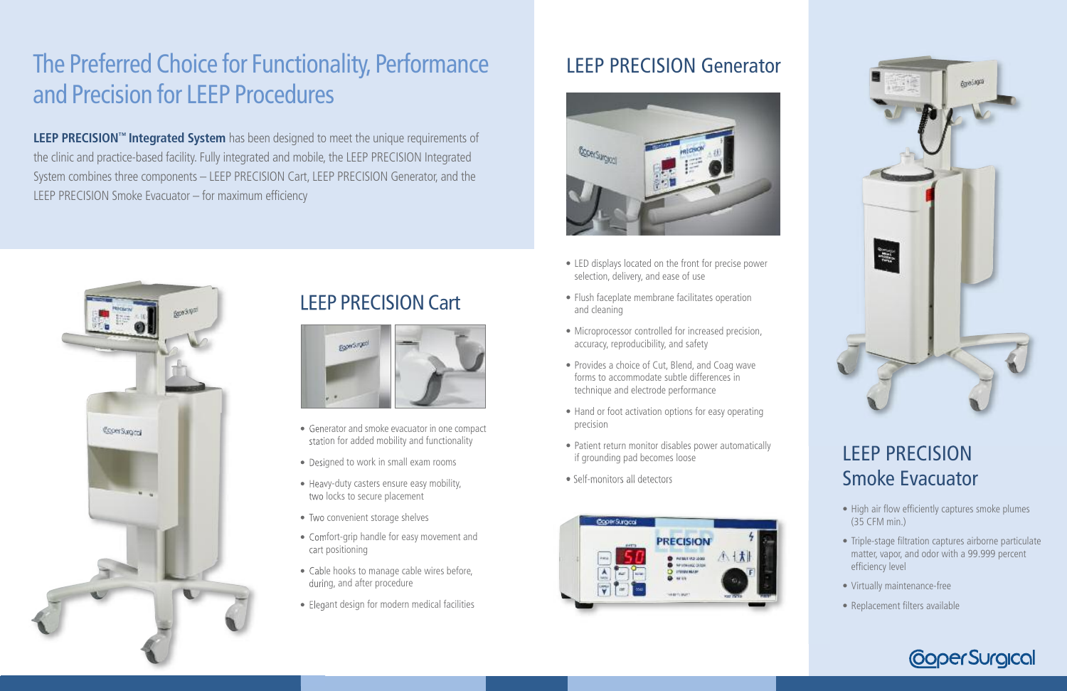# The Preferred Choice for Functionality, Performance and Precision for LEEP Procedures

**LEEP PRECISION™ Integrated System** has been designed to meet the unique requirements of the clinic and practice-based facility. Fully integrated and mobile, the LEEP PRECISION Integrated System combines three components – LEEP PRECISION Cart, LEEP PRECISION Generator, and the LEEP PRECISION Smoke Evacuator – for maximum efficiency

## LEEP PRECISION Cart

- Generator and smoke evacuator in one compact station for added mobility and functionality
- Designed to work in small exam rooms
- Heavy-duty casters ensure easy mobility, two locks to secure placement
- Two convenient storage shelves
- Comfort-grip handle for easy movement and cart positioning
- Cable hooks to manage cable wires before, during, and after procedure
- Elegant design for modern medical facilities

## LEEP PRECISION Generator

- LED displays located on the front for precise power selection, delivery, and ease of use
- Flush faceplate membrane facilitates operation and cleaning
- Microprocessor controlled for increased precision, accuracy, reproducibility, and safety
- Provides a choice of Cut, Blend, and Coag wave forms to accommodate subtle differences in technique and electrode performance
- Hand or foot activation options for easy operating precision
- Patient return monitor disables power automatically if grounding pad becomes loose
- Self-monitors all detectors

## LEEP PRECISION Smoke Evacuator

- High air flow efficiently captures smoke plumes (35 CFM min.)
- Triple-stage filtration captures airborne particulate matter, vapor, and odor with a 99.999 percent efficiency level
- Virtually maintenance-free
- Replacement filters available

CooperSurgical